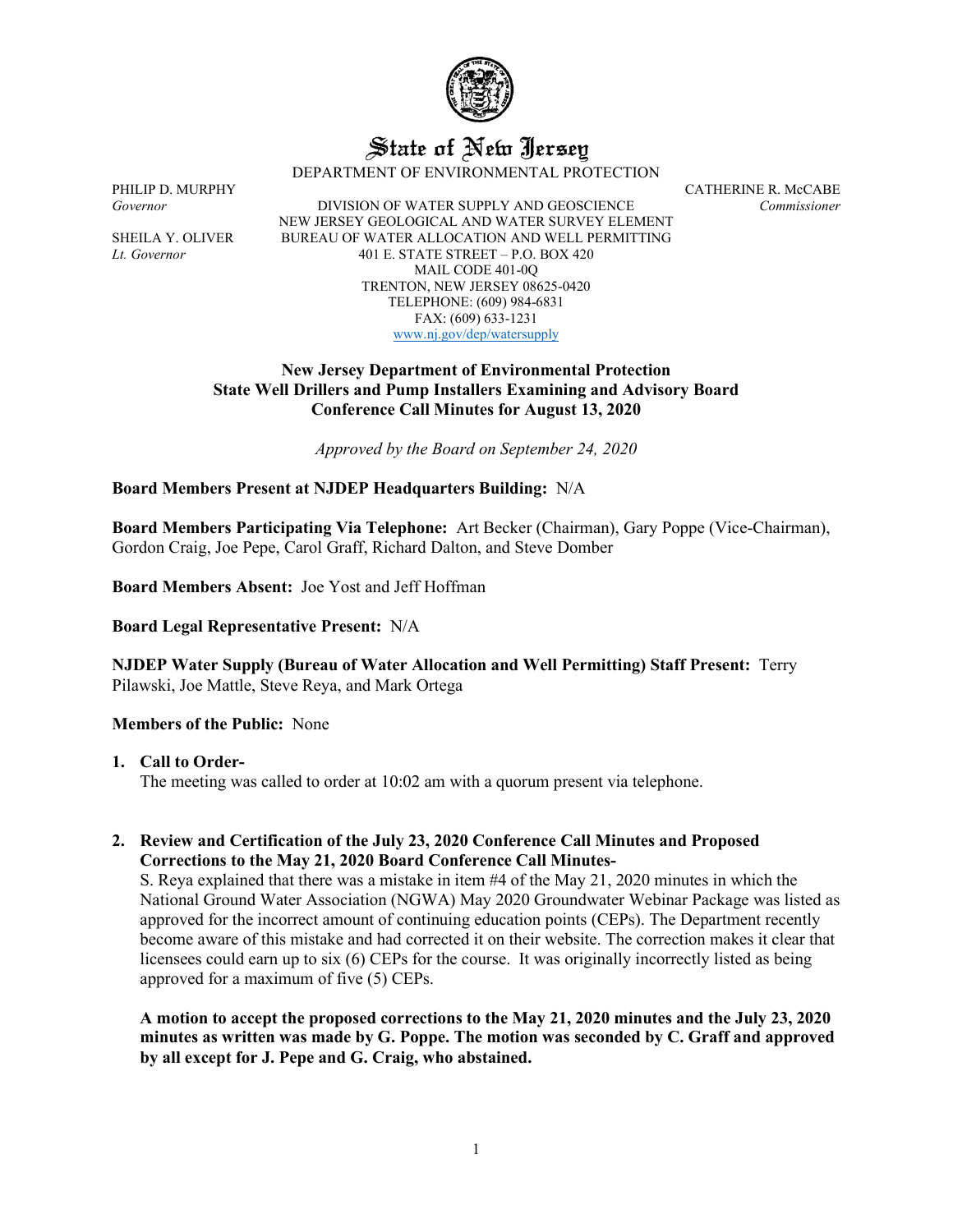# State of New Jersey

DEPARTMENT OF ENVIRONMENTAL PROTECTION

PHILIP D. MURPHY
*Governor*

SHEILA Y. OLIVER
*Lt. Governor*

DIVISION OF WATER SUPPLY AND GEOSCIENCE
NEW JERSEY GEOLOGICAL AND WATER SURVEY ELEMENT
BUREAU OF WATER ALLOCATION AND WELL PERMITTING
401 E. STATE STREET – P.O. BOX 420
MAIL CODE 401-0Q
TRENTON, NEW JERSEY 08625-0420
TELEPHONE: (609) 984-6831
FAX: (609) 633-1231
www.nj.gov/dep/watersupply

CATHERINE R. McCABE
*Commissioner*

## New Jersey Department of Environmental Protection State Well Drillers and Pump Installers Examining and Advisory Board Conference Call Minutes for August 13, 2020

*Approved by the Board on September 24, 2020*

**Board Members Present at NJDEP Headquarters Building:** N/A

**Board Members Participating Via Telephone:** Art Becker (Chairman), Gary Poppe (Vice-Chairman), Gordon Craig, Joe Pepe, Carol Graff, Richard Dalton, and Steve Domber

**Board Members Absent:** Joe Yost and Jeff Hoffman

**Board Legal Representative Present:** N/A

**NJDEP Water Supply (Bureau of Water Allocation and Well Permitting) Staff Present:** Terry Pilawski, Joe Mattle, Steve Reya, and Mark Ortega

**Members of the Public:** None

1. **Call to Order-**
   The meeting was called to order at 10:02 am with a quorum present via telephone.

2. **Review and Certification of the July 23, 2020 Conference Call Minutes and Proposed Corrections to the May 21, 2020 Board Conference Call Minutes-**
   S. Reya explained that there was a mistake in item #4 of the May 21, 2020 minutes in which the National Ground Water Association (NGWA) May 2020 Groundwater Webinar Package was listed as approved for the incorrect amount of continuing education points (CEPs). The Department recently become aware of this mistake and had corrected it on their website. The correction makes it clear that licensees could earn up to six (6) CEPs for the course. It was originally incorrectly listed as being approved for a maximum of five (5) CEPs.

   **A motion to accept the proposed corrections to the May 21, 2020 minutes and the July 23, 2020 minutes as written was made by G. Poppe. The motion was seconded by C. Graff and approved by all except for J. Pepe and G. Craig, who abstained.**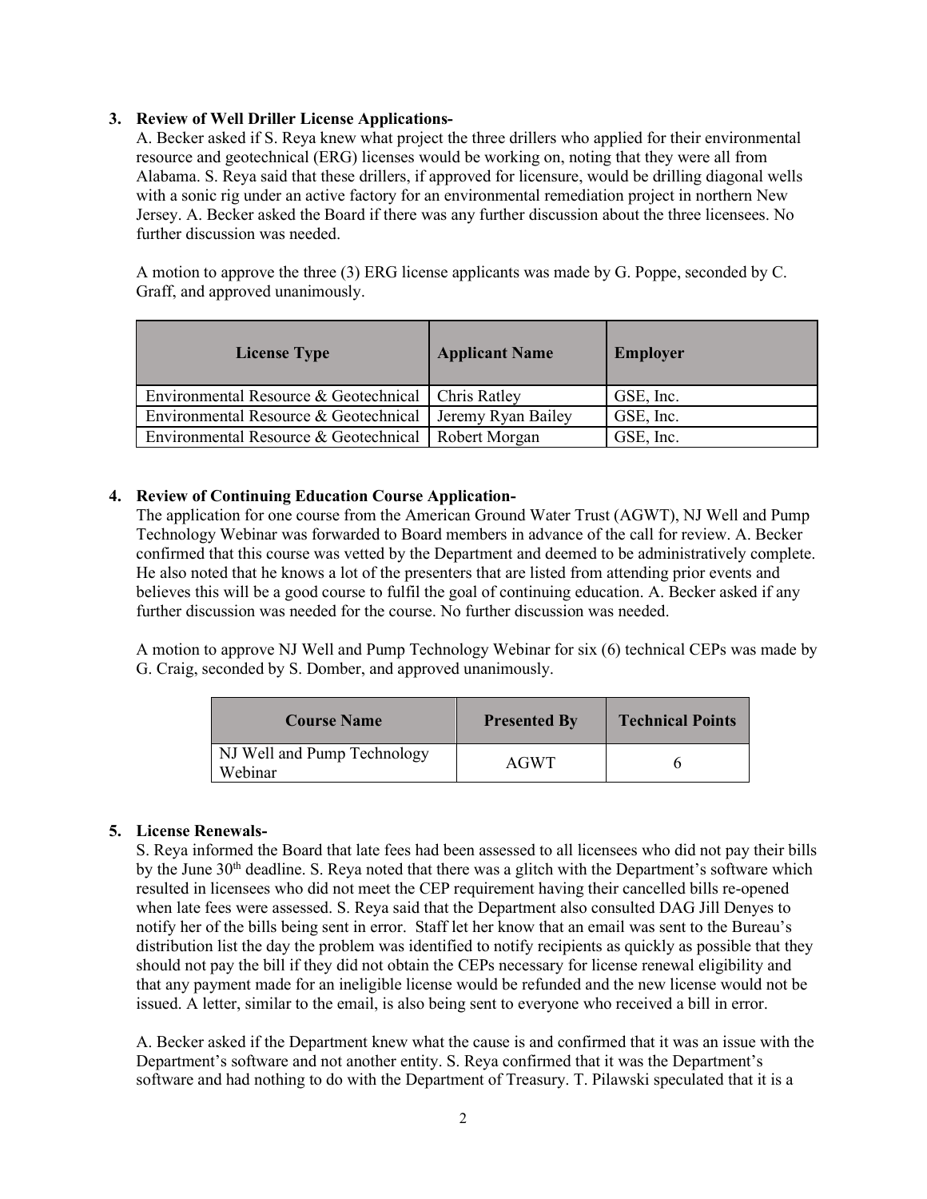**3. Review of Well Driller License Applications-**

A. Becker asked if S. Reya knew what project the three drillers who applied for their environmental resource and geotechnical (ERG) licenses would be working on, noting that they were all from Alabama. S. Reya said that these drillers, if approved for licensure, would be drilling diagonal wells with a sonic rig under an active factory for an environmental remediation project in northern New Jersey. A. Becker asked the Board if there was any further discussion about the three licensees. No further discussion was needed.

A motion to approve the three (3) ERG license applicants was made by G. Poppe, seconded by C. Graff, and approved unanimously.

| License Type | Applicant Name | Employer |
|---|---|---|
| Environmental Resource & Geotechnical | Chris Ratley | GSE, Inc. |
| Environmental Resource & Geotechnical | Jeremy Ryan Bailey | GSE, Inc. |
| Environmental Resource & Geotechnical | Robert Morgan | GSE, Inc. |

**4. Review of Continuing Education Course Application-**

The application for one course from the American Ground Water Trust (AGWT), NJ Well and Pump Technology Webinar was forwarded to Board members in advance of the call for review. A. Becker confirmed that this course was vetted by the Department and deemed to be administratively complete. He also noted that he knows a lot of the presenters that are listed from attending prior events and believes this will be a good course to fulfil the goal of continuing education. A. Becker asked if any further discussion was needed for the course. No further discussion was needed.

A motion to approve NJ Well and Pump Technology Webinar for six (6) technical CEPs was made by G. Craig, seconded by S. Domber, and approved unanimously.

| Course Name | Presented By | Technical Points |
|---|---|---|
| NJ Well and Pump Technology Webinar | AGWT | 6 |

**5. License Renewals-**

S. Reya informed the Board that late fees had been assessed to all licensees who did not pay their bills by the June 30th deadline. S. Reya noted that there was a glitch with the Department's software which resulted in licensees who did not meet the CEP requirement having their cancelled bills re-opened when late fees were assessed. S. Reya said that the Department also consulted DAG Jill Denyes to notify her of the bills being sent in error. Staff let her know that an email was sent to the Bureau's distribution list the day the problem was identified to notify recipients as quickly as possible that they should not pay the bill if they did not obtain the CEPs necessary for license renewal eligibility and that any payment made for an ineligible license would be refunded and the new license would not be issued. A letter, similar to the email, is also being sent to everyone who received a bill in error.

A. Becker asked if the Department knew what the cause is and confirmed that it was an issue with the Department's software and not another entity. S. Reya confirmed that it was the Department's software and had nothing to do with the Department of Treasury. T. Pilawski speculated that it is a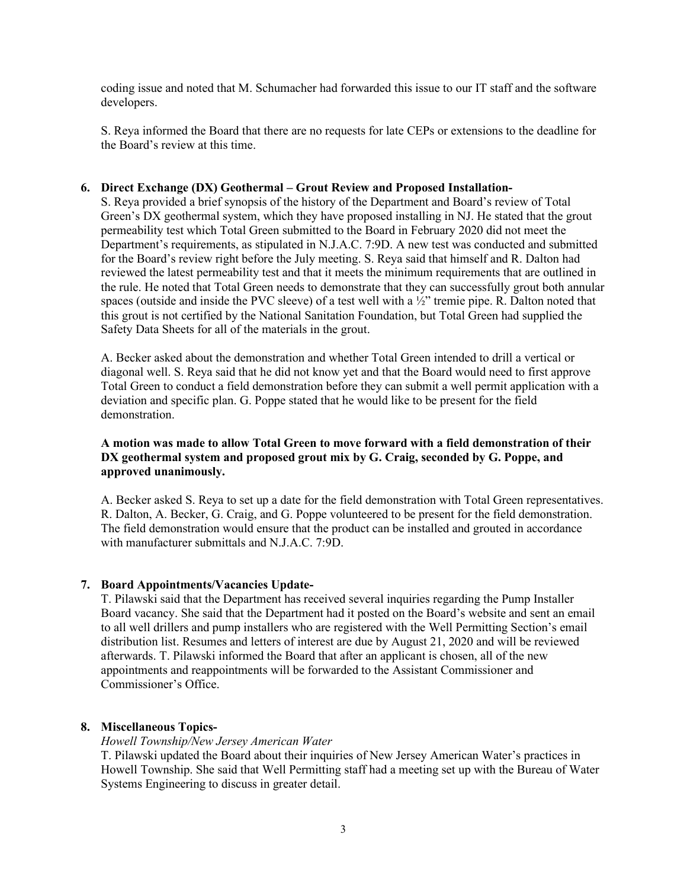coding issue and noted that M. Schumacher had forwarded this issue to our IT staff and the software developers.

S. Reya informed the Board that there are no requests for late CEPs or extensions to the deadline for the Board's review at this time.

**6. Direct Exchange (DX) Geothermal – Grout Review and Proposed Installation-**

S. Reya provided a brief synopsis of the history of the Department and Board's review of Total Green's DX geothermal system, which they have proposed installing in NJ. He stated that the grout permeability test which Total Green submitted to the Board in February 2020 did not meet the Department's requirements, as stipulated in N.J.A.C. 7:9D. A new test was conducted and submitted for the Board's review right before the July meeting. S. Reya said that himself and R. Dalton had reviewed the latest permeability test and that it meets the minimum requirements that are outlined in the rule. He noted that Total Green needs to demonstrate that they can successfully grout both annular spaces (outside and inside the PVC sleeve) of a test well with a ½" tremie pipe. R. Dalton noted that this grout is not certified by the National Sanitation Foundation, but Total Green had supplied the Safety Data Sheets for all of the materials in the grout.

A. Becker asked about the demonstration and whether Total Green intended to drill a vertical or diagonal well. S. Reya said that he did not know yet and that the Board would need to first approve Total Green to conduct a field demonstration before they can submit a well permit application with a deviation and specific plan. G. Poppe stated that he would like to be present for the field demonstration.

**A motion was made to allow Total Green to move forward with a field demonstration of their DX geothermal system and proposed grout mix by G. Craig, seconded by G. Poppe, and approved unanimously.**

A. Becker asked S. Reya to set up a date for the field demonstration with Total Green representatives. R. Dalton, A. Becker, G. Craig, and G. Poppe volunteered to be present for the field demonstration. The field demonstration would ensure that the product can be installed and grouted in accordance with manufacturer submittals and N.J.A.C. 7:9D.

**7. Board Appointments/Vacancies Update-**

T. Pilawski said that the Department has received several inquiries regarding the Pump Installer Board vacancy. She said that the Department had it posted on the Board's website and sent an email to all well drillers and pump installers who are registered with the Well Permitting Section's email distribution list. Resumes and letters of interest are due by August 21, 2020 and will be reviewed afterwards. T. Pilawski informed the Board that after an applicant is chosen, all of the new appointments and reappointments will be forwarded to the Assistant Commissioner and Commissioner's Office.

**8. Miscellaneous Topics-**

*Howell Township/New Jersey American Water*

T. Pilawski updated the Board about their inquiries of New Jersey American Water's practices in Howell Township. She said that Well Permitting staff had a meeting set up with the Bureau of Water Systems Engineering to discuss in greater detail.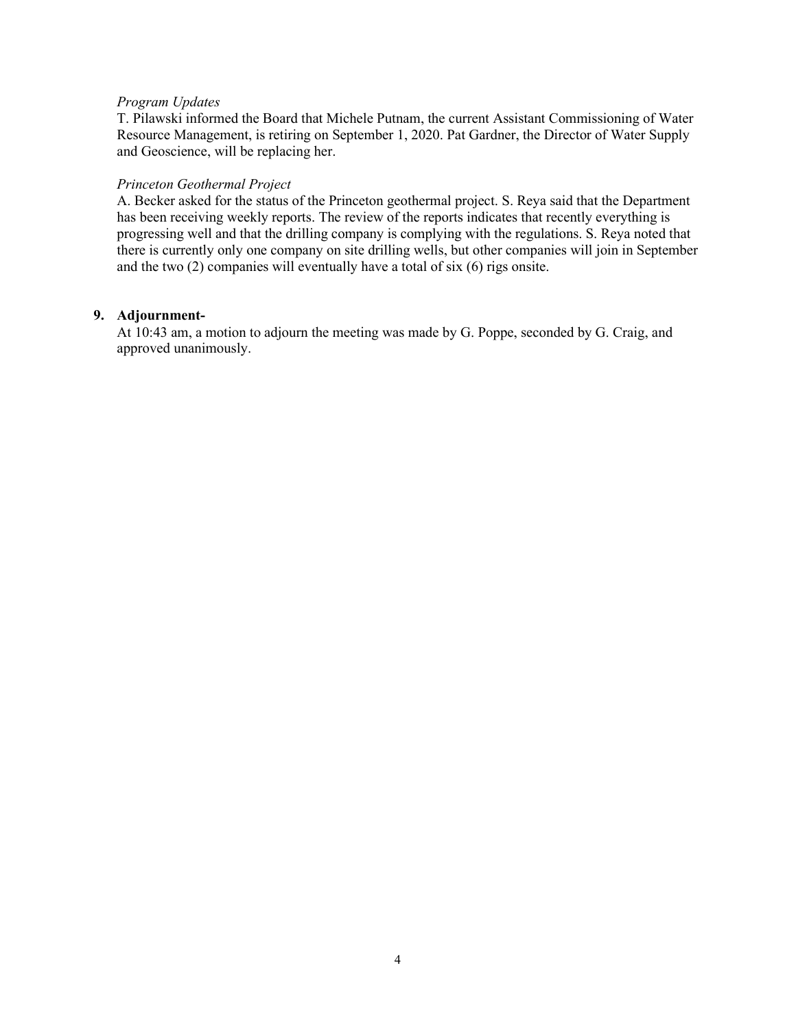*Program Updates*

T. Pilawski informed the Board that Michele Putnam, the current Assistant Commissioning of Water Resource Management, is retiring on September 1, 2020. Pat Gardner, the Director of Water Supply and Geoscience, will be replacing her.

*Princeton Geothermal Project*

A. Becker asked for the status of the Princeton geothermal project. S. Reya said that the Department has been receiving weekly reports. The review of the reports indicates that recently everything is progressing well and that the drilling company is complying with the regulations. S. Reya noted that there is currently only one company on site drilling wells, but other companies will join in September and the two (2) companies will eventually have a total of six (6) rigs onsite.

**9. Adjournment-**

At 10:43 am, a motion to adjourn the meeting was made by G. Poppe, seconded by G. Craig, and approved unanimously.